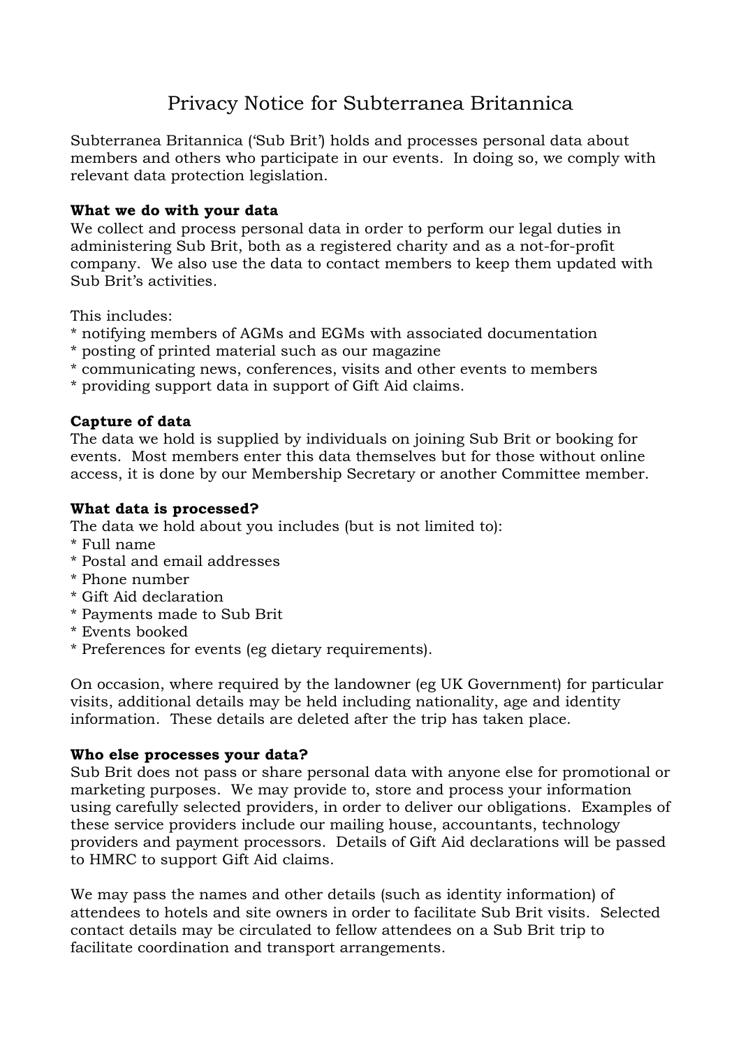# Privacy Notice for Subterranea Britannica

Subterranea Britannica ('Sub Brit') holds and processes personal data about members and others who participate in our events. In doing so, we comply with relevant data protection legislation.

**What we do with your data**

We collect and process personal data in order to perform our legal duties in administering Sub Brit, both as a registered charity and as a not-for-profit company. We also use the data to contact members to keep them updated with Sub Brit's activities.

This includes:

* notifying members of AGMs and EGMs with associated documentation
* posting of printed material such as our magazine
* communicating news, conferences, visits and other events to members
* providing support data in support of Gift Aid claims.

**Capture of data**

The data we hold is supplied by individuals on joining Sub Brit or booking for events. Most members enter this data themselves but for those without online access, it is done by our Membership Secretary or another Committee member.

**What data is processed?**

The data we hold about you includes (but is not limited to):

* Full name
* Postal and email addresses
* Phone number
* Gift Aid declaration
* Payments made to Sub Brit
* Events booked
* Preferences for events (eg dietary requirements).

On occasion, where required by the landowner (eg UK Government) for particular visits, additional details may be held including nationality, age and identity information. These details are deleted after the trip has taken place.

**Who else processes your data?**

Sub Brit does not pass or share personal data with anyone else for promotional or marketing purposes. We may provide to, store and process your information using carefully selected providers, in order to deliver our obligations. Examples of these service providers include our mailing house, accountants, technology providers and payment processors. Details of Gift Aid declarations will be passed to HMRC to support Gift Aid claims.

We may pass the names and other details (such as identity information) of attendees to hotels and site owners in order to facilitate Sub Brit visits. Selected contact details may be circulated to fellow attendees on a Sub Brit trip to facilitate coordination and transport arrangements.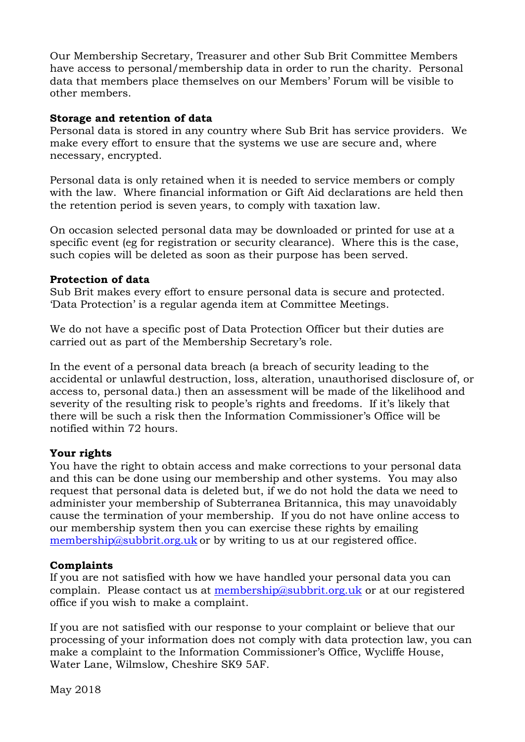Our Membership Secretary, Treasurer and other Sub Brit Committee Members have access to personal/membership data in order to run the charity. Personal data that members place themselves on our Members' Forum will be visible to other members.

**Storage and retention of data**

Personal data is stored in any country where Sub Brit has service providers. We make every effort to ensure that the systems we use are secure and, where necessary, encrypted.

Personal data is only retained when it is needed to service members or comply with the law. Where financial information or Gift Aid declarations are held then the retention period is seven years, to comply with taxation law.

On occasion selected personal data may be downloaded or printed for use at a specific event (eg for registration or security clearance). Where this is the case, such copies will be deleted as soon as their purpose has been served.

**Protection of data**

Sub Brit makes every effort to ensure personal data is secure and protected. 'Data Protection' is a regular agenda item at Committee Meetings.

We do not have a specific post of Data Protection Officer but their duties are carried out as part of the Membership Secretary's role.

In the event of a personal data breach (a breach of security leading to the accidental or unlawful destruction, loss, alteration, unauthorised disclosure of, or access to, personal data.) then an assessment will be made of the likelihood and severity of the resulting risk to people's rights and freedoms. If it's likely that there will be such a risk then the Information Commissioner's Office will be notified within 72 hours.

**Your rights**

You have the right to obtain access and make corrections to your personal data and this can be done using our membership and other systems. You may also request that personal data is deleted but, if we do not hold the data we need to administer your membership of Subterranea Britannica, this may unavoidably cause the termination of your membership. If you do not have online access to our membership system then you can exercise these rights by emailing membership@subbrit.org.uk or by writing to us at our registered office.

**Complaints**

If you are not satisfied with how we have handled your personal data you can complain. Please contact us at membership@subbrit.org.uk or at our registered office if you wish to make a complaint.

If you are not satisfied with our response to your complaint or believe that our processing of your information does not comply with data protection law, you can make a complaint to the Information Commissioner's Office, Wycliffe House, Water Lane, Wilmslow, Cheshire SK9 5AF.

May 2018